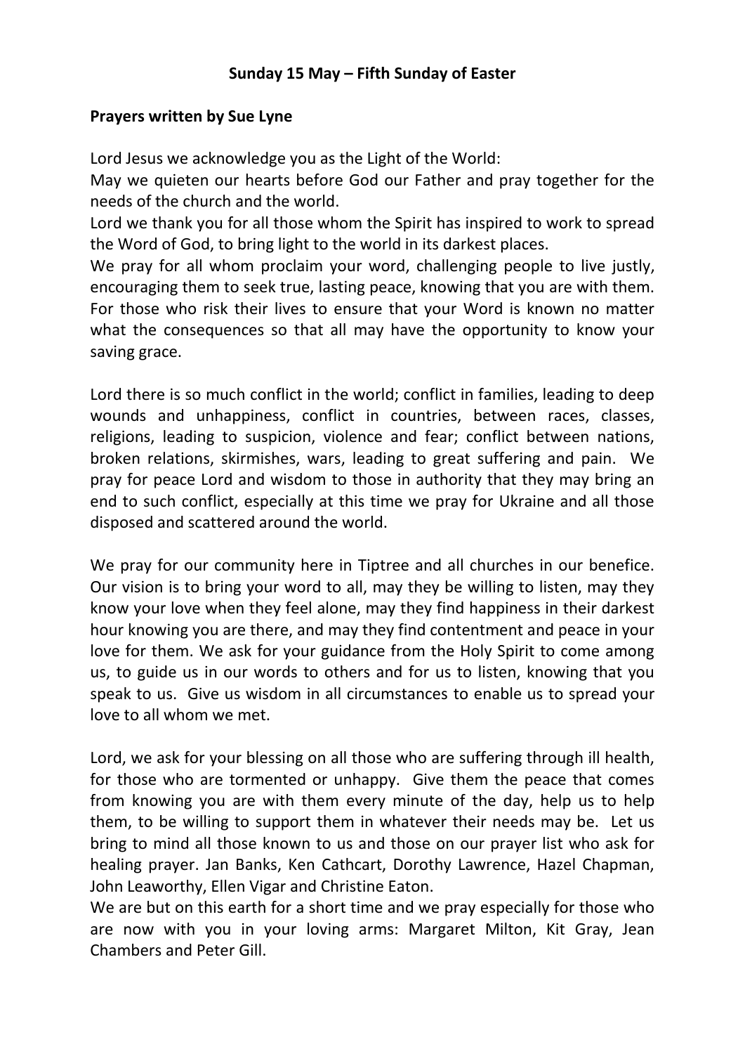**Sunday 15 May – Fifth Sunday of Easter**

**Prayers written by Sue Lyne**

Lord Jesus we acknowledge you as the Light of the World:
May we quieten our hearts before God our Father and pray together for the needs of the church and the world.
Lord we thank you for all those whom the Spirit has inspired to work to spread the Word of God, to bring light to the world in its darkest places.
We pray for all whom proclaim your word, challenging people to live justly, encouraging them to seek true, lasting peace, knowing that you are with them. For those who risk their lives to ensure that your Word is known no matter what the consequences so that all may have the opportunity to know your saving grace.

Lord there is so much conflict in the world; conflict in families, leading to deep wounds and unhappiness, conflict in countries, between races, classes, religions, leading to suspicion, violence and fear; conflict between nations, broken relations, skirmishes, wars, leading to great suffering and pain. We pray for peace Lord and wisdom to those in authority that they may bring an end to such conflict, especially at this time we pray for Ukraine and all those disposed and scattered around the world.

We pray for our community here in Tiptree and all churches in our benefice. Our vision is to bring your word to all, may they be willing to listen, may they know your love when they feel alone, may they find happiness in their darkest hour knowing you are there, and may they find contentment and peace in your love for them. We ask for your guidance from the Holy Spirit to come among us, to guide us in our words to others and for us to listen, knowing that you speak to us. Give us wisdom in all circumstances to enable us to spread your love to all whom we met.

Lord, we ask for your blessing on all those who are suffering through ill health, for those who are tormented or unhappy. Give them the peace that comes from knowing you are with them every minute of the day, help us to help them, to be willing to support them in whatever their needs may be. Let us bring to mind all those known to us and those on our prayer list who ask for healing prayer. Jan Banks, Ken Cathcart, Dorothy Lawrence, Hazel Chapman, John Leaworthy, Ellen Vigar and Christine Eaton.
We are but on this earth for a short time and we pray especially for those who are now with you in your loving arms: Margaret Milton, Kit Gray, Jean Chambers and Peter Gill.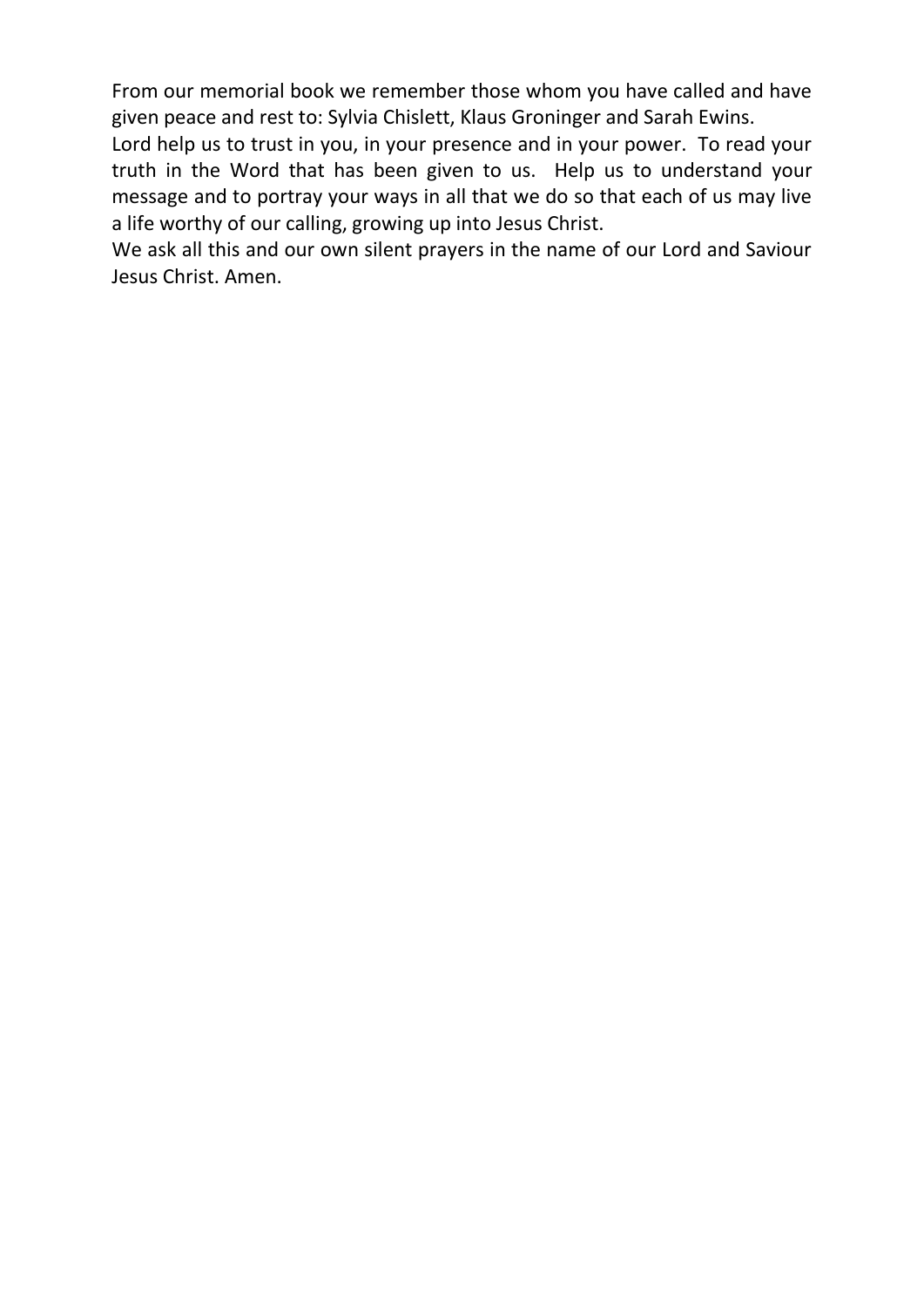From our memorial book we remember those whom you have called and have given peace and rest to: Sylvia Chislett, Klaus Groninger and Sarah Ewins.

Lord help us to trust in you, in your presence and in your power. To read your truth in the Word that has been given to us. Help us to understand your message and to portray your ways in all that we do so that each of us may live a life worthy of our calling, growing up into Jesus Christ.

We ask all this and our own silent prayers in the name of our Lord and Saviour Jesus Christ. Amen.